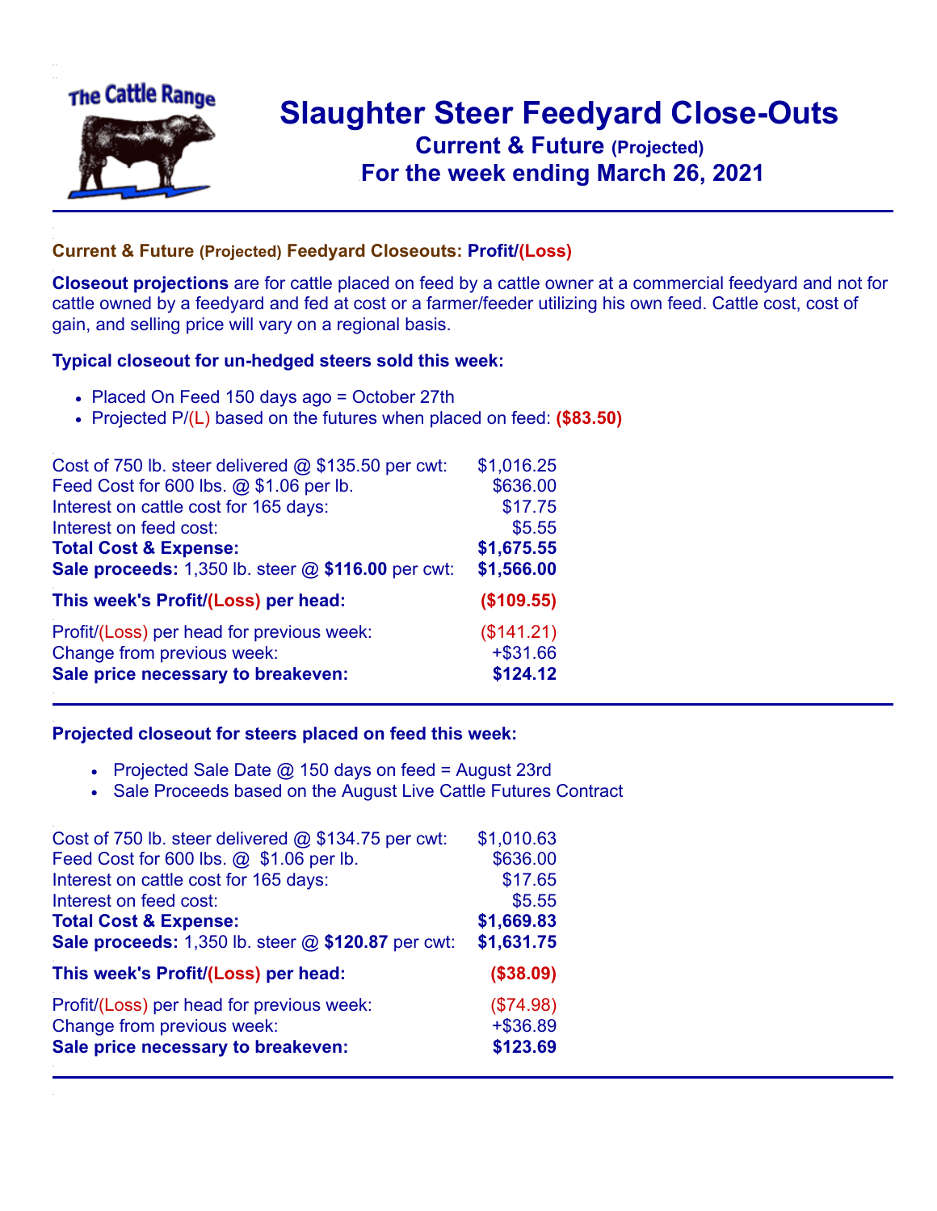# Slaughter Steer Feedyard Close-Outs

## Current & Future (Projected)

## For the week ending March 26, 2021

### Current & Future (Projected) Feedyard Closeouts: Profit/(Loss)

**Closeout projections** are for cattle placed on feed by a cattle owner at a commercial feedyard and not for cattle owned by a feedyard and fed at cost or a farmer/feeder utilizing his own feed. Cattle cost, cost of gain, and selling price will vary on a regional basis.

### Typical closeout for un-hedged steers sold this week:

- Placed On Feed 150 days ago = October 27th
- Projected P/(L) based on the futures when placed on feed: **($83.50)**

| | |
|---|---|
| Cost of 750 lb. steer delivered @ $135.50 per cwt: | $1,016.25 |
| Feed Cost for 600 lbs. @ $1.06 per lb. | $636.00 |
| Interest on cattle cost for 165 days: | $17.75 |
| Interest on feed cost: | $5.55 |
| **Total Cost & Expense:** | **$1,675.55** |
| **Sale proceeds:** 1,350 lb. steer @ **$116.00** per cwt: | **$1,566.00** |
| **This week's Profit/(Loss) per head:** | **($109.55)** |
| Profit/(Loss) per head for previous week: | ($141.21) |
| Change from previous week: | +$31.66 |
| **Sale price necessary to breakeven:** | **$124.12** |

### Projected closeout for steers placed on feed this week:

- Projected Sale Date @ 150 days on feed = August 23rd
- Sale Proceeds based on the August Live Cattle Futures Contract

| | |
|---|---|
| Cost of 750 lb. steer delivered @ $134.75 per cwt: | $1,010.63 |
| Feed Cost for 600 lbs. @ $1.06 per lb. | $636.00 |
| Interest on cattle cost for 165 days: | $17.65 |
| Interest on feed cost: | $5.55 |
| **Total Cost & Expense:** | **$1,669.83** |
| **Sale proceeds:** 1,350 lb. steer @ **$120.87** per cwt: | **$1,631.75** |
| **This week's Profit/(Loss) per head:** | **($38.09)** |
| Profit/(Loss) per head for previous week: | ($74.98) |
| Change from previous week: | +$36.89 |
| **Sale price necessary to breakeven:** | **$123.69** |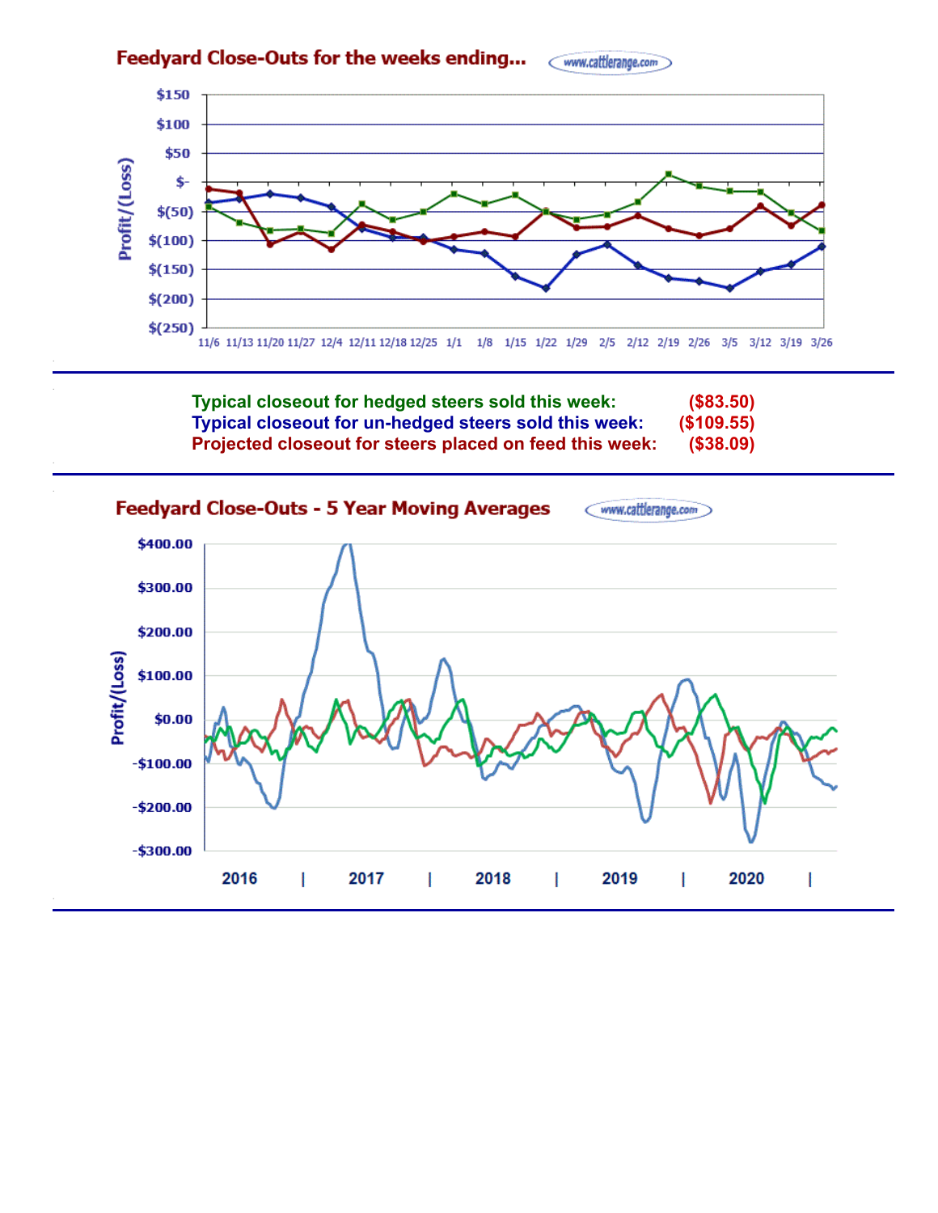## Feedyard Close-Outs for the weeks ending...

www.cattlerange.com

Profit/(Loss)

$150
$100
$50
$-
$(50)
$(100)
$(150)
$(200)
$(250)

11/6 11/13 11/20 11/27 12/4 12/11 12/18 12/25 1/1 1/8 1/15 1/22 1/29 2/5 2/12 2/19 2/26 3/5 3/12 3/19 3/26

| | |
|---|---|
| **Typical closeout for hedged steers sold this week:** | **($83.50)** |
| **Typical closeout for un-hedged steers sold this week:** | **($109.55)** |
| **Projected closeout for steers placed on feed this week:** | **($38.09)** |

## Feedyard Close-Outs - 5 Year Moving Averages

www.cattlerange.com

Profit/(Loss)

$400.00
$300.00
$200.00
$100.00
$0.00
-$100.00
-$200.00
-$300.00

2016 | 2017 | 2018 | 2019 | 2020 |